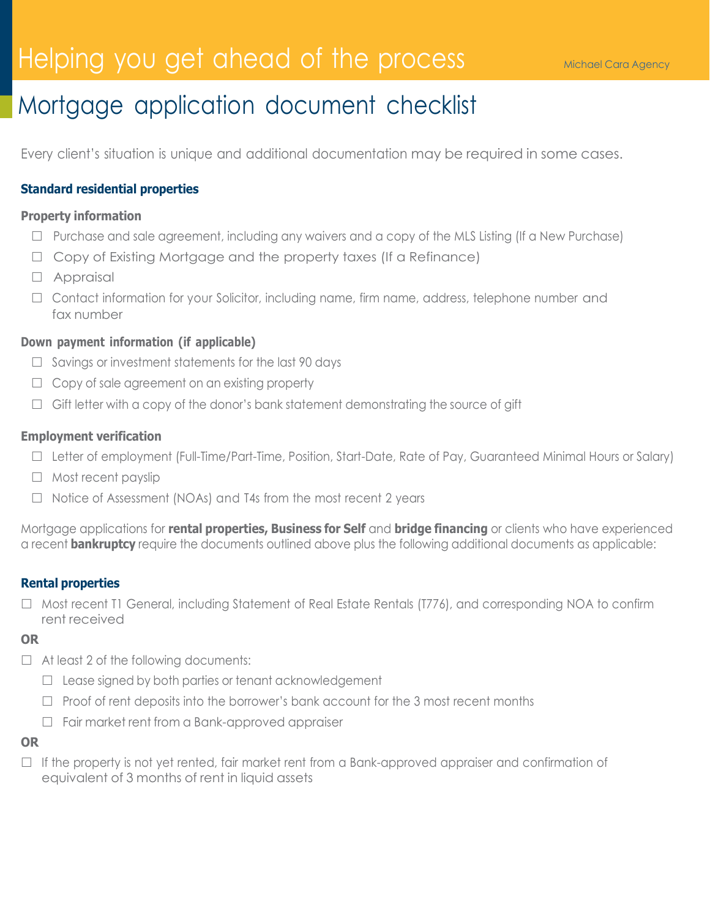# Helping you get ahead of the process

Michael Cara Agency

## Mortgage application document checklist

Every client's situation is unique and additional documentation may be required in some cases.

### Standard residential properties

**Property information**

- ☐ Purchase and sale agreement, including any waivers and a copy of the MLS Listing (If a New Purchase)
- ☐ Copy of Existing Mortgage and the property taxes (If a Refinance)
- ☐ Appraisal
- ☐ Contact information for your Solicitor, including name, firm name, address, telephone number and fax number

**Down payment information (if applicable)**

- ☐ Savings or investment statements for the last 90 days
- ☐ Copy of sale agreement on an existing property
- ☐ Gift letter with a copy of the donor's bank statement demonstrating the source of gift

**Employment verification**

- ☐ Letter of employment (Full-Time/Part-Time, Position, Start-Date, Rate of Pay, Guaranteed Minimal Hours or Salary)
- ☐ Most recent payslip
- ☐ Notice of Assessment (NOAs) and T4s from the most recent 2 years

Mortgage applications for **rental properties, Business for Self** and **bridge financing** or clients who have experienced a recent **bankruptcy** require the documents outlined above plus the following additional documents as applicable:

### Rental properties

☐ Most recent T1 General, including Statement of Real Estate Rentals (T776), and corresponding NOA to confirm rent received

**OR**

☐ At least 2 of the following documents:

- ☐ Lease signed by both parties or tenant acknowledgement
- ☐ Proof of rent deposits into the borrower's bank account for the 3 most recent months
- ☐ Fair market rent from a Bank-approved appraiser

**OR**

☐ If the property is not yet rented, fair market rent from a Bank-approved appraiser and confirmation of equivalent of 3 months of rent in liquid assets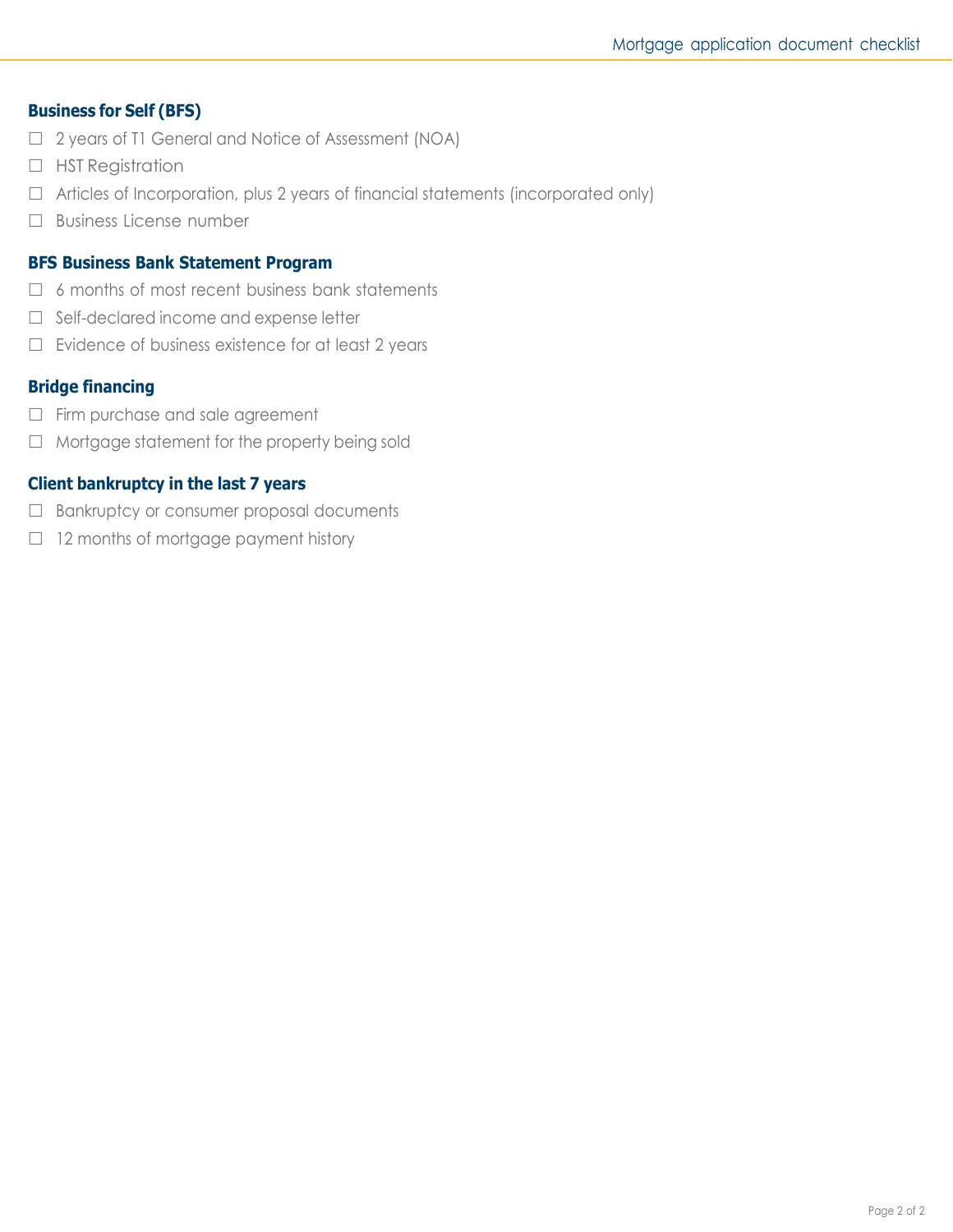### Business for Self (BFS)

- ☐ 2 years of T1 General and Notice of Assessment (NOA)
- ☐ HST Registration
- ☐ Articles of Incorporation, plus 2 years of financial statements (incorporated only)
- ☐ Business License number

### BFS Business Bank Statement Program

- ☐ 6 months of most recent business bank statements
- ☐ Self-declared income and expense letter
- ☐ Evidence of business existence for at least 2 years

### Bridge financing

- ☐ Firm purchase and sale agreement
- ☐ Mortgage statement for the property being sold

### Client bankruptcy in the last 7 years

- ☐ Bankruptcy or consumer proposal documents
- ☐ 12 months of mortgage payment history